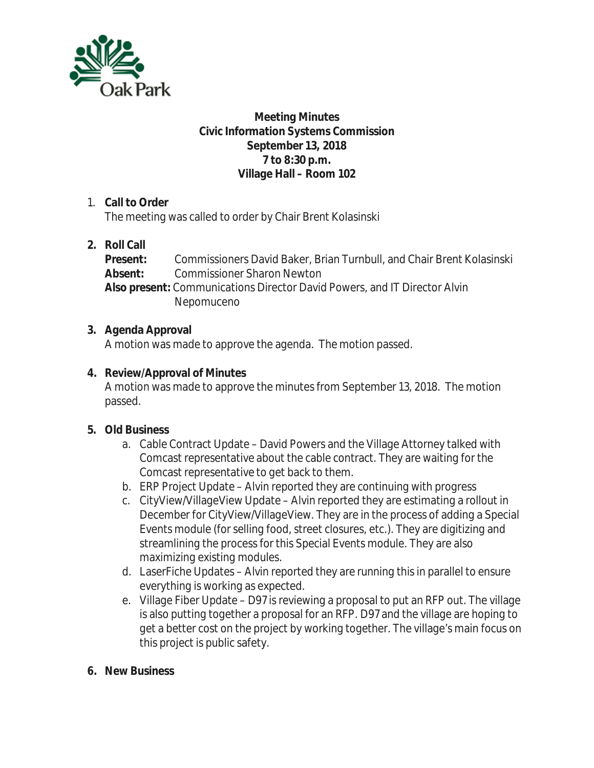**Meeting Minutes**
**Civic Information Systems Commission**
**September 13, 2018**
**7 to 8:30 p.m.**
**Village Hall – Room 102**

1. **Call to Order**
   The meeting was called to order by Chair Brent Kolasinski

2. **Roll Call**
   **Present:** Commissioners David Baker, Brian Turnbull, and Chair Brent Kolasinski
   **Absent:** Commissioner Sharon Newton
   **Also present:** Communications Director David Powers, and IT Director Alvin Nepomuceno

3. **Agenda Approval**
   A motion was made to approve the agenda. The motion passed.

4. **Review/Approval of Minutes**
   A motion was made to approve the minutes from September 13, 2018. The motion passed.

5. **Old Business**
   a. Cable Contract Update – David Powers and the Village Attorney talked with Comcast representative about the cable contract. They are waiting for the Comcast representative to get back to them.
   b. ERP Project Update – Alvin reported they are continuing with progress
   c. CityView/VillageView Update – Alvin reported they are estimating a rollout in December for CityView/VillageView. They are in the process of adding a Special Events module (for selling food, street closures, etc.). They are digitizing and streamlining the process for this Special Events module. They are also maximizing existing modules.
   d. LaserFiche Updates – Alvin reported they are running this in parallel to ensure everything is working as expected.
   e. Village Fiber Update – D97 is reviewing a proposal to put an RFP out. The village is also putting together a proposal for an RFP. D97 and the village are hoping to get a better cost on the project by working together. The village's main focus on this project is public safety.

6. **New Business**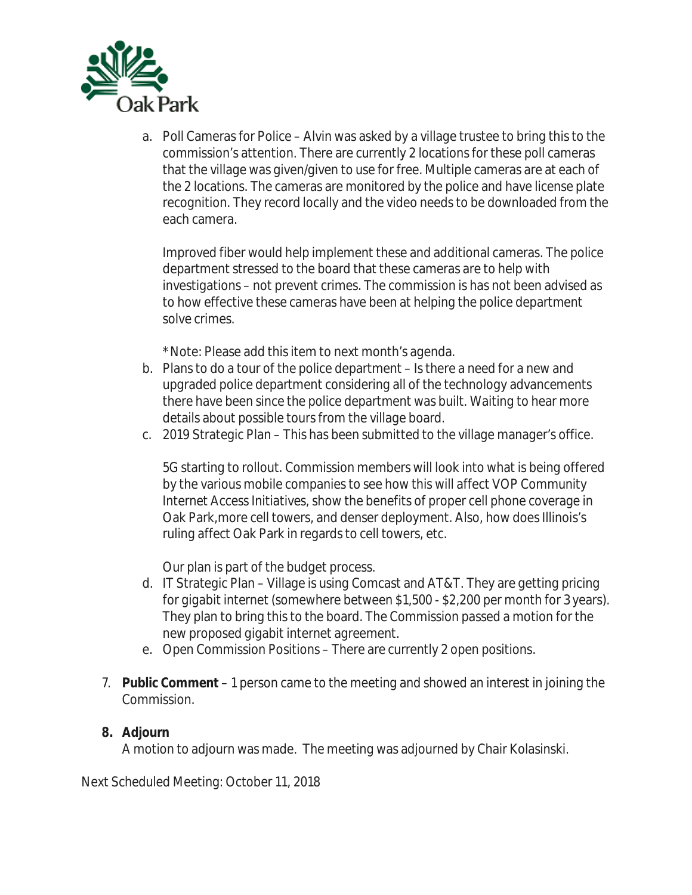a. Poll Cameras for Police – Alvin was asked by a village trustee to bring this to the commission's attention. There are currently 2 locations for these poll cameras that the village was given/given to use for free. Multiple cameras are at each of the 2 locations. The cameras are monitored by the police and have license plate recognition. They record locally and the video needs to be downloaded from the each camera.

   Improved fiber would help implement these and additional cameras. The police department stressed to the board that these cameras are to help with investigations – not prevent crimes. The commission is has not been advised as to how effective these cameras have been at helping the police department solve crimes.

   *Note: Please add this item to next month's agenda.

b. Plans to do a tour of the police department – Is there a need for a new and upgraded police department considering all of the technology advancements there have been since the police department was built. Waiting to hear more details about possible tours from the village board.

c. 2019 Strategic Plan – This has been submitted to the village manager's office.

   5G starting to rollout. Commission members will look into what is being offered by the various mobile companies to see how this will affect VOP Community Internet Access Initiatives, show the benefits of proper cell phone coverage in Oak Park,more cell towers, and denser deployment. Also, how does Illinois's ruling affect Oak Park in regards to cell towers, etc.

   Our plan is part of the budget process.

d. IT Strategic Plan – Village is using Comcast and AT&T. They are getting pricing for gigabit internet (somewhere between $1,500 - $2,200 per month for 3 years). They plan to bring this to the board. The Commission passed a motion for the new proposed gigabit internet agreement.

e. Open Commission Positions – There are currently 2 open positions.

7. **Public Comment** – 1 person came to the meeting and showed an interest in joining the Commission.

8. **Adjourn**

   A motion to adjourn was made. The meeting was adjourned by Chair Kolasinski.

Next Scheduled Meeting: October 11, 2018